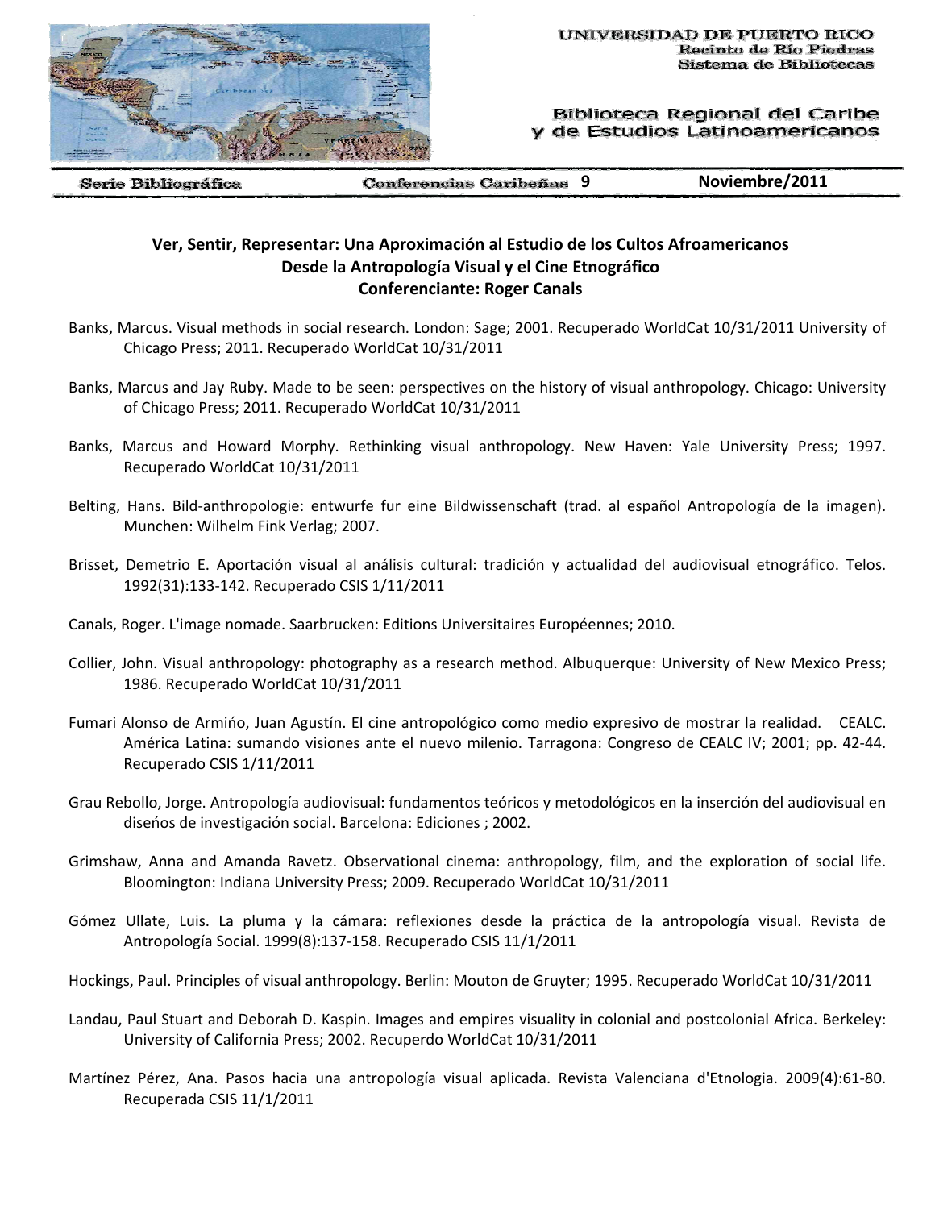UNIVERSIDAD DE PUERTO RICO
Recinto de Río Piedras
Sistema de Bibliotecas

Biblioteca Regional del Caribe y de Estudios Latinoamericanos

Serie Bibliográfica | Conferencias Caribeñas 9 | Noviembre/2011

## Ver, Sentir, Representar: Una Aproximación al Estudio de los Cultos Afroamericanos Desde la Antropología Visual y el Cine Etnográfico
### Conferenciante: Roger Canals

Banks, Marcus. Visual methods in social research. London: Sage; 2001. Recuperado WorldCat 10/31/2011 University of Chicago Press; 2011. Recuperado WorldCat 10/31/2011

Banks, Marcus and Jay Ruby. Made to be seen: perspectives on the history of visual anthropology. Chicago: University of Chicago Press; 2011. Recuperado WorldCat 10/31/2011

Banks, Marcus and Howard Morphy. Rethinking visual anthropology. New Haven: Yale University Press; 1997. Recuperado WorldCat 10/31/2011

Belting, Hans. Bild-anthropologie: entwurfe fur eine Bildwissenschaft (trad. al español Antropología de la imagen). Munchen: Wilhelm Fink Verlag; 2007.

Brisset, Demetrio E. Aportación visual al análisis cultural: tradición y actualidad del audiovisual etnográfico. Telos. 1992(31):133-142. Recuperado CSIS 1/11/2011

Canals, Roger. L'image nomade. Saarbrucken: Editions Universitaires Européennes; 2010.

Collier, John. Visual anthropology: photography as a research method. Albuquerque: University of New Mexico Press; 1986. Recuperado WorldCat 10/31/2011

Fumari Alonso de Armińo, Juan Agustín. El cine antropológico como medio expresivo de mostrar la realidad. CEALC. América Latina: sumando visiones ante el nuevo milenio. Tarragona: Congreso de CEALC IV; 2001; pp. 42-44. Recuperado CSIS 1/11/2011

Grau Rebollo, Jorge. Antropología audiovisual: fundamentos teóricos y metodológicos en la inserción del audiovisual en diseńos de investigación social. Barcelona: Ediciones ; 2002.

Grimshaw, Anna and Amanda Ravetz. Observational cinema: anthropology, film, and the exploration of social life. Bloomington: Indiana University Press; 2009. Recuperado WorldCat 10/31/2011

Gómez Ullate, Luis. La pluma y la cámara: reflexiones desde la práctica de la antropología visual. Revista de Antropología Social. 1999(8):137-158. Recuperado CSIS 11/1/2011

Hockings, Paul. Principles of visual anthropology. Berlin: Mouton de Gruyter; 1995. Recuperado WorldCat 10/31/2011

Landau, Paul Stuart and Deborah D. Kaspin. Images and empires visuality in colonial and postcolonial Africa. Berkeley: University of California Press; 2002. Recuperdo WorldCat 10/31/2011

Martínez Pérez, Ana. Pasos hacia una antropología visual aplicada. Revista Valenciana d'Etnologia. 2009(4):61-80. Recuperada CSIS 11/1/2011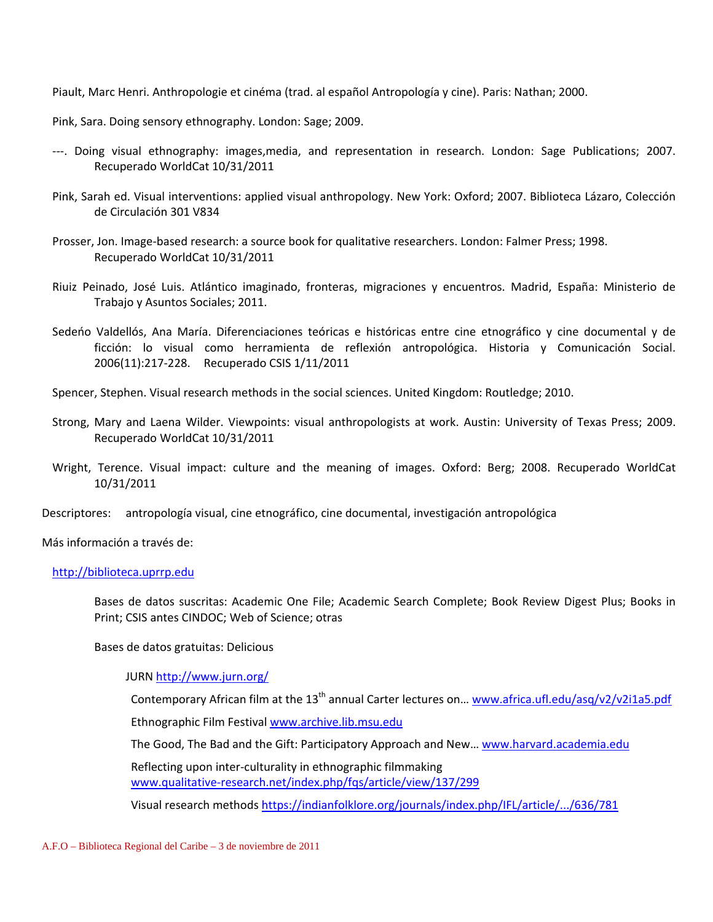Piault, Marc Henri. Anthropologie et cinéma (trad. al español Antropología y cine). Paris: Nathan; 2000.

Pink, Sara. Doing sensory ethnography. London: Sage; 2009.

---. Doing visual ethnography: images,media, and representation in research. London: Sage Publications; 2007. Recuperado WorldCat 10/31/2011

Pink, Sarah ed. Visual interventions: applied visual anthropology. New York: Oxford; 2007. Biblioteca Lázaro, Colección de Circulación 301 V834

Prosser, Jon. Image-based research: a source book for qualitative researchers. London: Falmer Press; 1998. Recuperado WorldCat 10/31/2011

Riuiz Peinado, José Luis. Atlántico imaginado, fronteras, migraciones y encuentros. Madrid, España: Ministerio de Trabajo y Asuntos Sociales; 2011.

Sedeño Valdellós, Ana María. Diferenciaciones teóricas e históricas entre cine etnográfico y cine documental y de ficción: lo visual como herramienta de reflexión antropológica. Historia y Comunicación Social. 2006(11):217-228. Recuperado CSIS 1/11/2011

Spencer, Stephen. Visual research methods in the social sciences. United Kingdom: Routledge; 2010.

Strong, Mary and Laena Wilder. Viewpoints: visual anthropologists at work. Austin: University of Texas Press; 2009. Recuperado WorldCat 10/31/2011

Wright, Terence. Visual impact: culture and the meaning of images. Oxford: Berg; 2008. Recuperado WorldCat 10/31/2011

Descriptores: antropología visual, cine etnográfico, cine documental, investigación antropológica

Más información a través de:

http://biblioteca.uprrp.edu

Bases de datos suscritas: Academic One File; Academic Search Complete; Book Review Digest Plus; Books in Print; CSIS antes CINDOC; Web of Science; otras

Bases de datos gratuitas: Delicious

JURN http://www.jurn.org/

Contemporary African film at the 13th annual Carter lectures on… www.africa.ufl.edu/asq/v2/v2i1a5.pdf

Ethnographic Film Festival www.archive.lib.msu.edu

The Good, The Bad and the Gift: Participatory Approach and New… www.harvard.academia.edu

Reflecting upon inter-culturality in ethnographic filmmaking www.qualitative-research.net/index.php/fqs/article/view/137/299

Visual research methods https://indianfolklore.org/journals/index.php/IFL/article/.../636/781

A.F.O – Biblioteca Regional del Caribe – 3 de noviembre de 2011